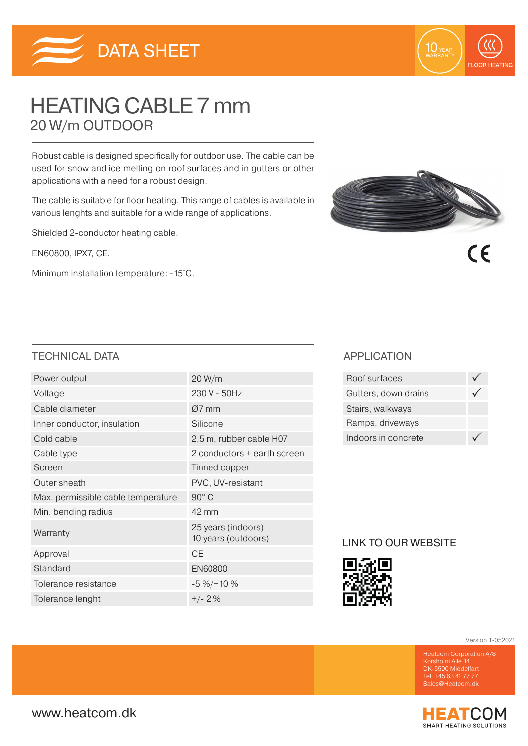DATA SHEET

10 YEAR WARRANTY

FLOOR HEATING

# HEATING CABLE 7 mm

## 20 W/m OUTDOOR

Robust cable is designed specifically for outdoor use. The cable can be used for snow and ice melting on roof surfaces and in gutters or other applications with a need for a robust design.

The cable is suitable for floor heating. This range of cables is available in various lenghts and suitable for a wide range of applications.

Shielded 2-conductor heating cable.

EN60800, IPX7, CE.

Minimum installation temperature: -15˚C.

CE

## TECHNICAL DATA

| | |
|---|---|
| Power output | 20 W/m |
| Voltage | 230 V - 50Hz |
| Cable diameter | Ø7 mm |
| Inner conductor, insulation | Silicone |
| Cold cable | 2,5 m, rubber cable H07 |
| Cable type | 2 conductors + earth screen |
| Screen | Tinned copper |
| Outer sheath | PVC, UV-resistant |
| Max. permissible cable temperature | 90° C |
| Min. bending radius | 42 mm |
| Warranty | 25 years (indoors)<br>10 years (outdoors) |
| Approval | CE |
| Standard | EN60800 |
| Tolerance resistance | -5 %/+10 % |
| Tolerance lenght | +/- 2 % |

## APPLICATION

| | |
|---|---|
| Roof surfaces | ✓ |
| Gutters, down drains | ✓ |
| Stairs, walkways | |
| Ramps, driveways | |
| Indoors in concrete | ✓ |

## LINK TO OUR WEBSITE

Version 1-052021

Heatcom Corporation A/S
Korsholm Allé 14
DK-5500 Middelfart
Tel. +45 63 41 77 77
Sales@Heatcom.dk

www.heatcom.dk

HEATCOM
SMART HEATING SOLUTIONS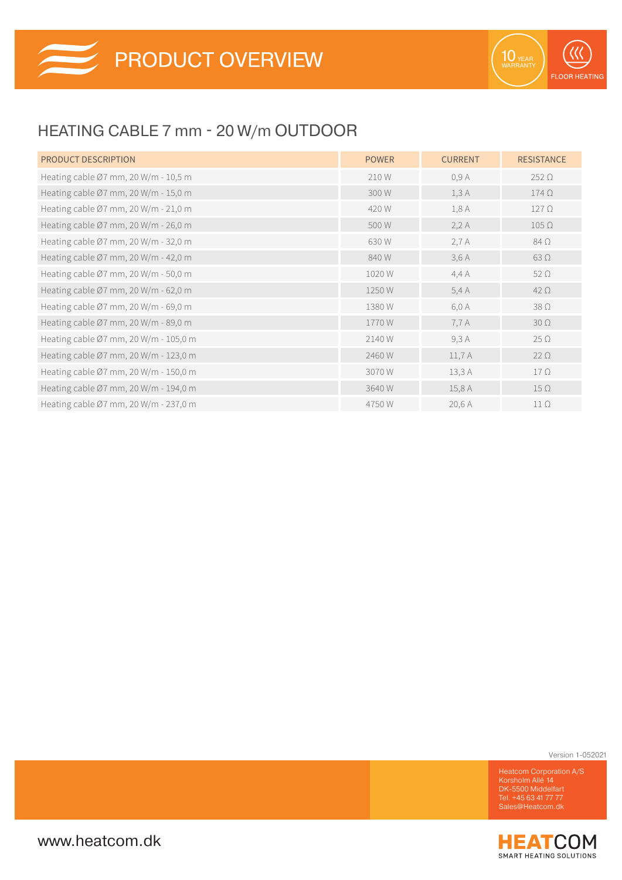# PRODUCT OVERVIEW

10 YEAR WARRANTY

FLOOR HEATING

## HEATING CABLE 7 mm - 20 W/m OUTDOOR

| PRODUCT DESCRIPTION | POWER | CURRENT | RESISTANCE |
|---|---|---|---|
| Heating cable Ø7 mm, 20 W/m - 10,5 m | 210 W | 0,9 A | 252 Ω |
| Heating cable Ø7 mm, 20 W/m - 15,0 m | 300 W | 1,3 A | 174 Ω |
| Heating cable Ø7 mm, 20 W/m - 21,0 m | 420 W | 1,8 A | 127 Ω |
| Heating cable Ø7 mm, 20 W/m - 26,0 m | 500 W | 2,2 A | 105 Ω |
| Heating cable Ø7 mm, 20 W/m - 32,0 m | 630 W | 2,7 A | 84 Ω |
| Heating cable Ø7 mm, 20 W/m - 42,0 m | 840 W | 3,6 A | 63 Ω |
| Heating cable Ø7 mm, 20 W/m - 50,0 m | 1020 W | 4,4 A | 52 Ω |
| Heating cable Ø7 mm, 20 W/m - 62,0 m | 1250 W | 5,4 A | 42 Ω |
| Heating cable Ø7 mm, 20 W/m - 69,0 m | 1380 W | 6,0 A | 38 Ω |
| Heating cable Ø7 mm, 20 W/m - 89,0 m | 1770 W | 7,7 A | 30 Ω |
| Heating cable Ø7 mm, 20 W/m - 105,0 m | 2140 W | 9,3 A | 25 Ω |
| Heating cable Ø7 mm, 20 W/m - 123,0 m | 2460 W | 11,7 A | 22 Ω |
| Heating cable Ø7 mm, 20 W/m - 150,0 m | 3070 W | 13,3 A | 17 Ω |
| Heating cable Ø7 mm, 20 W/m - 194,0 m | 3640 W | 15,8 A | 15 Ω |
| Heating cable Ø7 mm, 20 W/m - 237,0 m | 4750 W | 20,6 A | 11 Ω |

Version 1-052021

Heatcom Corporation A/S
Korsholm Allé 14
DK-5500 Middelfart
Tel. +45 63 41 77 77
Sales@Heatcom.dk

www.heatcom.dk

HEATCOM
SMART HEATING SOLUTIONS